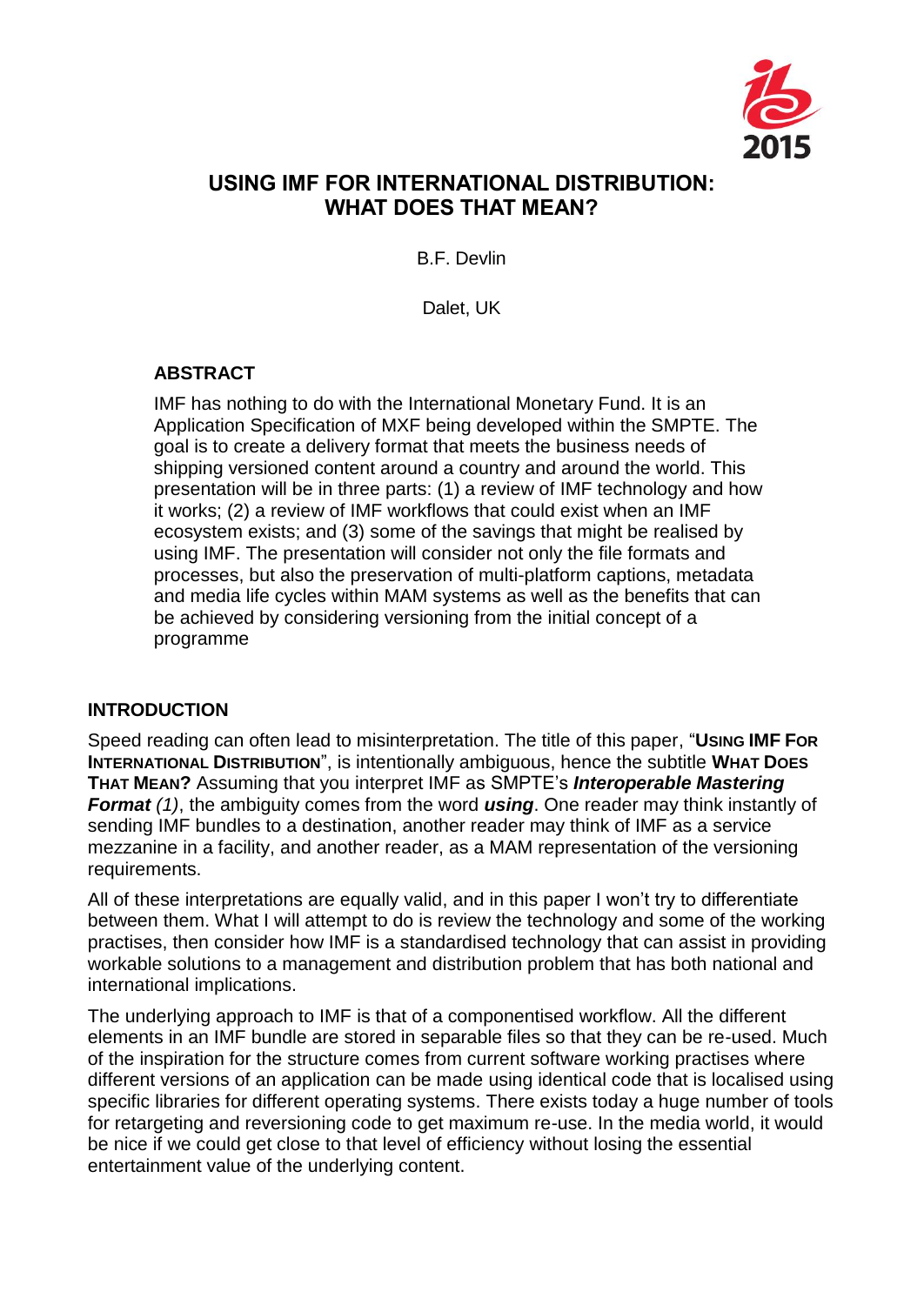# USING IMF FOR INTERNATIONAL DISTRIBUTION: WHAT DOES THAT MEAN?

B.F. Devlin

Dalet, UK

## ABSTRACT

IMF has nothing to do with the International Monetary Fund. It is an Application Specification of MXF being developed within the SMPTE. The goal is to create a delivery format that meets the business needs of shipping versioned content around a country and around the world. This presentation will be in three parts: (1) a review of IMF technology and how it works; (2) a review of IMF workflows that could exist when an IMF ecosystem exists; and (3) some of the savings that might be realised by using IMF. The presentation will consider not only the file formats and processes, but also the preservation of multi-platform captions, metadata and media life cycles within MAM systems as well as the benefits that can be achieved by considering versioning from the initial concept of a programme

## INTRODUCTION

Speed reading can often lead to misinterpretation. The title of this paper, "**USING IMF FOR INTERNATIONAL DISTRIBUTION**", is intentionally ambiguous, hence the subtitle **WHAT DOES THAT MEAN?** Assuming that you interpret IMF as SMPTE's ***Interoperable Mastering Format*** *(1)*, the ambiguity comes from the word ***using***. One reader may think instantly of sending IMF bundles to a destination, another reader may think of IMF as a service mezzanine in a facility, and another reader, as a MAM representation of the versioning requirements.

All of these interpretations are equally valid, and in this paper I won't try to differentiate between them. What I will attempt to do is review the technology and some of the working practises, then consider how IMF is a standardised technology that can assist in providing workable solutions to a management and distribution problem that has both national and international implications.

The underlying approach to IMF is that of a componentised workflow. All the different elements in an IMF bundle are stored in separable files so that they can be re-used. Much of the inspiration for the structure comes from current software working practises where different versions of an application can be made using identical code that is localised using specific libraries for different operating systems. There exists today a huge number of tools for retargeting and reversioning code to get maximum re-use. In the media world, it would be nice if we could get close to that level of efficiency without losing the essential entertainment value of the underlying content.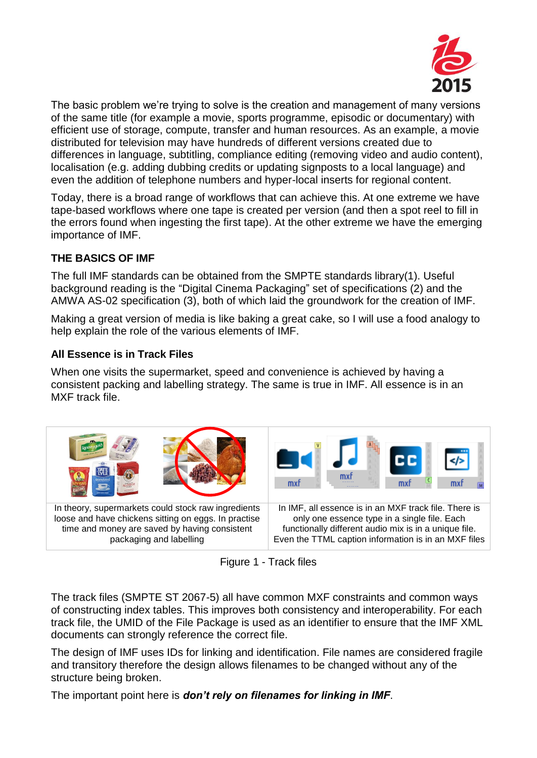The basic problem we're trying to solve is the creation and management of many versions of the same title (for example a movie, sports programme, episodic or documentary) with efficient use of storage, compute, transfer and human resources. As an example, a movie distributed for television may have hundreds of different versions created due to differences in language, subtitling, compliance editing (removing video and audio content), localisation (e.g. adding dubbing credits or updating signposts to a local language) and even the addition of telephone numbers and hyper-local inserts for regional content.

Today, there is a broad range of workflows that can achieve this. At one extreme we have tape-based workflows where one tape is created per version (and then a spot reel to fill in the errors found when ingesting the first tape). At the other extreme we have the emerging importance of IMF.

## THE BASICS OF IMF

The full IMF standards can be obtained from the SMPTE standards library(1). Useful background reading is the "Digital Cinema Packaging" set of specifications (2) and the AMWA AS-02 specification (3), both of which laid the groundwork for the creation of IMF.

Making a great version of media is like baking a great cake, so I will use a food analogy to help explain the role of the various elements of IMF.

### All Essence is in Track Files

When one visits the supermarket, speed and convenience is achieved by having a consistent packing and labelling strategy. The same is true in IMF. All essence is in an MXF track file.

| In theory, supermarkets could stock raw ingredients loose and have chickens sitting on eggs. In practise time and money are saved by having consistent packaging and labelling | In IMF, all essence is in an MXF track file. There is only one essence type in a single file. Each functionally different audio mix is in a unique file. Even the TTML caption information is in an MXF files |
|---|---|

Figure 1 - Track files

The track files (SMPTE ST 2067-5) all have common MXF constraints and common ways of constructing index tables. This improves both consistency and interoperability. For each track file, the UMID of the File Package is used as an identifier to ensure that the IMF XML documents can strongly reference the correct file.

The design of IMF uses IDs for linking and identification. File names are considered fragile and transitory therefore the design allows filenames to be changed without any of the structure being broken.

The important point here is ***don't rely on filenames for linking in IMF***.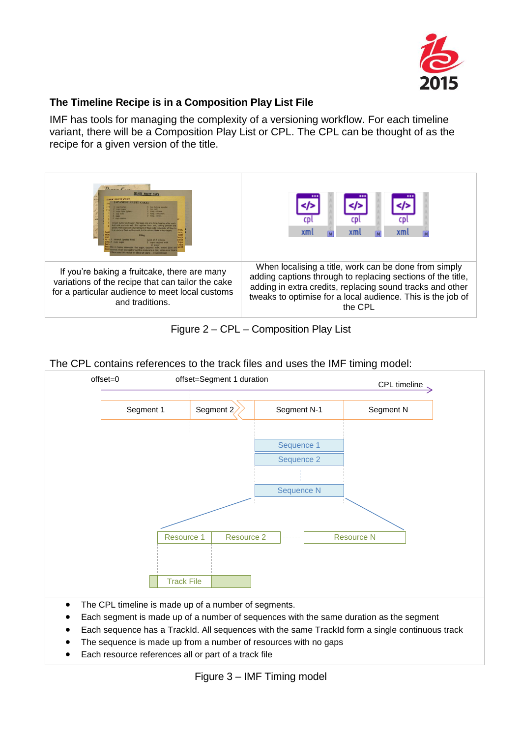### The Timeline Recipe is in a Composition Play List File

IMF has tools for managing the complexity of a versioning workflow. For each timeline variant, there will be a Composition Play List or CPL. The CPL can be thought of as the recipe for a given version of the title.

| If you're baking a fruitcake, there are many variations of the recipe that can tailor the cake for a particular audience to meet local customs and traditions. | When localising a title, work can be done from simply adding captions through to replacing sections of the title, adding in extra credits, replacing sound tracks and other tweaks to optimise for a local audience. This is the job of the CPL |
|---|---|

Figure 2 – CPL – Composition Play List

The CPL contains references to the track files and uses the IMF timing model:

offset=0 offset=Segment 1 duration CPL timeline

Segment 1 Segment 2 Segment N-1 Segment N

Sequence 1
Sequence 2
Sequence N

Resource 1 Resource 2 Resource N

Track File

- The CPL timeline is made up of a number of segments.
- Each segment is made up of a number of sequences with the same duration as the segment
- Each sequence has a TrackId. All sequences with the same TrackId form a single continuous track
- The sequence is made up from a number of resources with no gaps
- Each resource references all or part of a track file

Figure 3 – IMF Timing model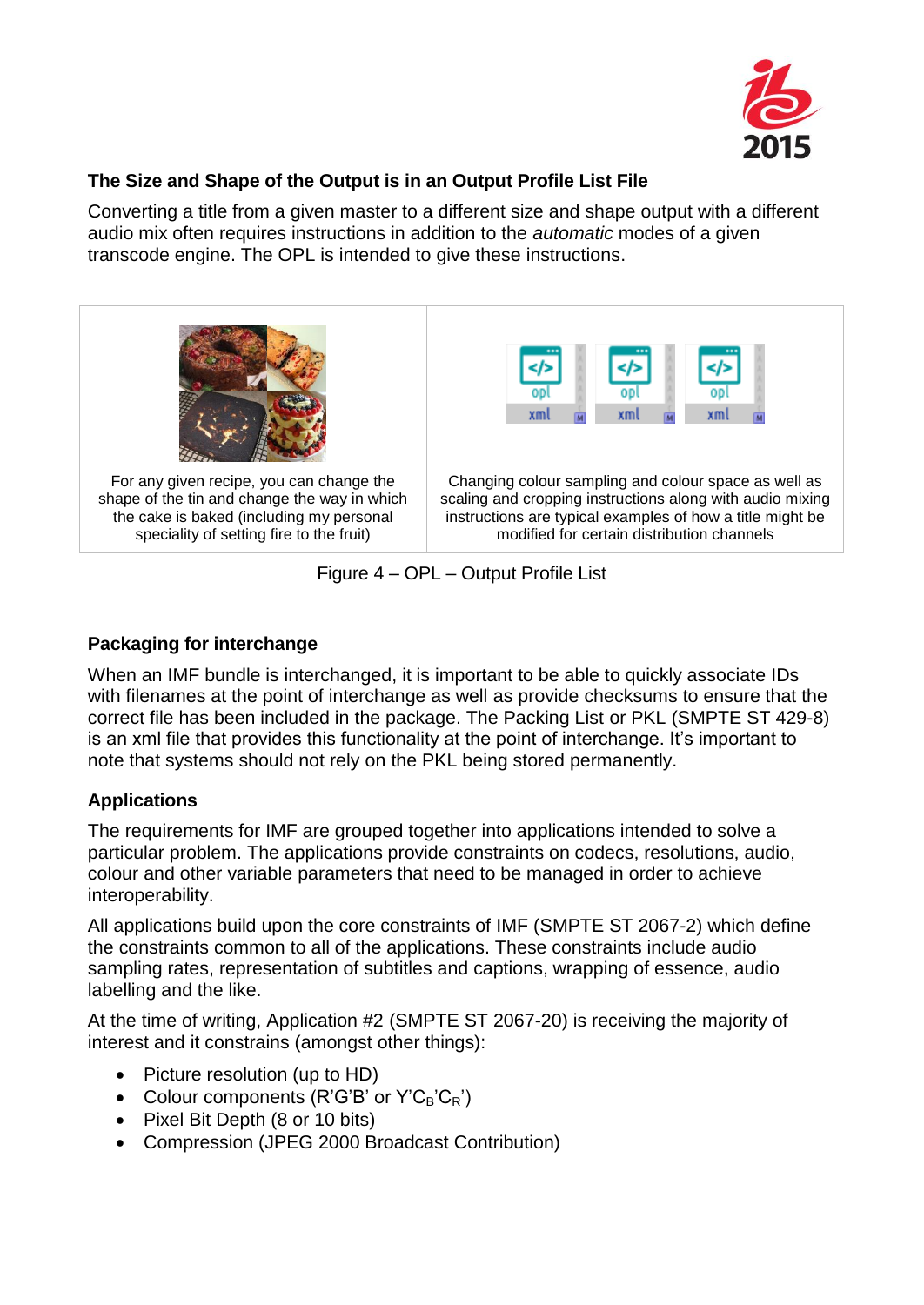### The Size and Shape of the Output is in an Output Profile List File

Converting a title from a given master to a different size and shape output with a different audio mix often requires instructions in addition to the *automatic* modes of a given transcode engine. The OPL is intended to give these instructions.

| For any given recipe, you can change the shape of the tin and change the way in which the cake is baked (including my personal speciality of setting fire to the fruit) | Changing colour sampling and colour space as well as scaling and cropping instructions along with audio mixing instructions are typical examples of how a title might be modified for certain distribution channels |
|---|---|

Figure 4 – OPL – Output Profile List

### Packaging for interchange

When an IMF bundle is interchanged, it is important to be able to quickly associate IDs with filenames at the point of interchange as well as provide checksums to ensure that the correct file has been included in the package. The Packing List or PKL (SMPTE ST 429-8) is an xml file that provides this functionality at the point of interchange. It's important to note that systems should not rely on the PKL being stored permanently.

### Applications

The requirements for IMF are grouped together into applications intended to solve a particular problem. The applications provide constraints on codecs, resolutions, audio, colour and other variable parameters that need to be managed in order to achieve interoperability.

All applications build upon the core constraints of IMF (SMPTE ST 2067-2) which define the constraints common to all of the applications. These constraints include audio sampling rates, representation of subtitles and captions, wrapping of essence, audio labelling and the like.

At the time of writing, Application #2 (SMPTE ST 2067-20) is receiving the majority of interest and it constrains (amongst other things):

- Picture resolution (up to HD)
- Colour components (R'G'B' or Y'$C_B$'$C_R$')
- Pixel Bit Depth (8 or 10 bits)
- Compression (JPEG 2000 Broadcast Contribution)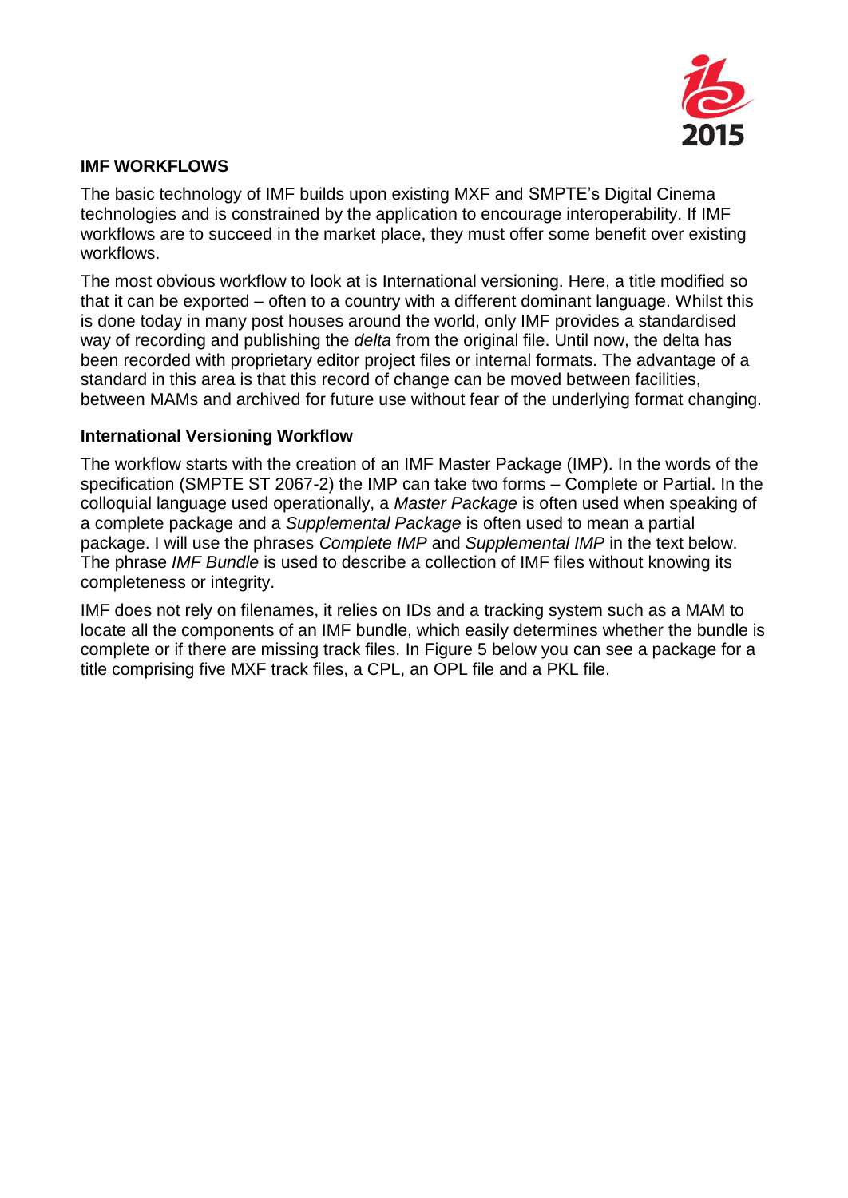## IMF WORKFLOWS

The basic technology of IMF builds upon existing MXF and SMPTE's Digital Cinema technologies and is constrained by the application to encourage interoperability. If IMF workflows are to succeed in the market place, they must offer some benefit over existing workflows.

The most obvious workflow to look at is International versioning. Here, a title modified so that it can be exported – often to a country with a different dominant language. Whilst this is done today in many post houses around the world, only IMF provides a standardised way of recording and publishing the *delta* from the original file. Until now, the delta has been recorded with proprietary editor project files or internal formats. The advantage of a standard in this area is that this record of change can be moved between facilities, between MAMs and archived for future use without fear of the underlying format changing.

### International Versioning Workflow

The workflow starts with the creation of an IMF Master Package (IMP). In the words of the specification (SMPTE ST 2067-2) the IMP can take two forms – Complete or Partial. In the colloquial language used operationally, a *Master Package* is often used when speaking of a complete package and a *Supplemental Package* is often used to mean a partial package. I will use the phrases *Complete IMP* and *Supplemental IMP* in the text below. The phrase *IMF Bundle* is used to describe a collection of IMF files without knowing its completeness or integrity.

IMF does not rely on filenames, it relies on IDs and a tracking system such as a MAM to locate all the components of an IMF bundle, which easily determines whether the bundle is complete or if there are missing track files. In Figure 5 below you can see a package for a title comprising five MXF track files, a CPL, an OPL file and a PKL file.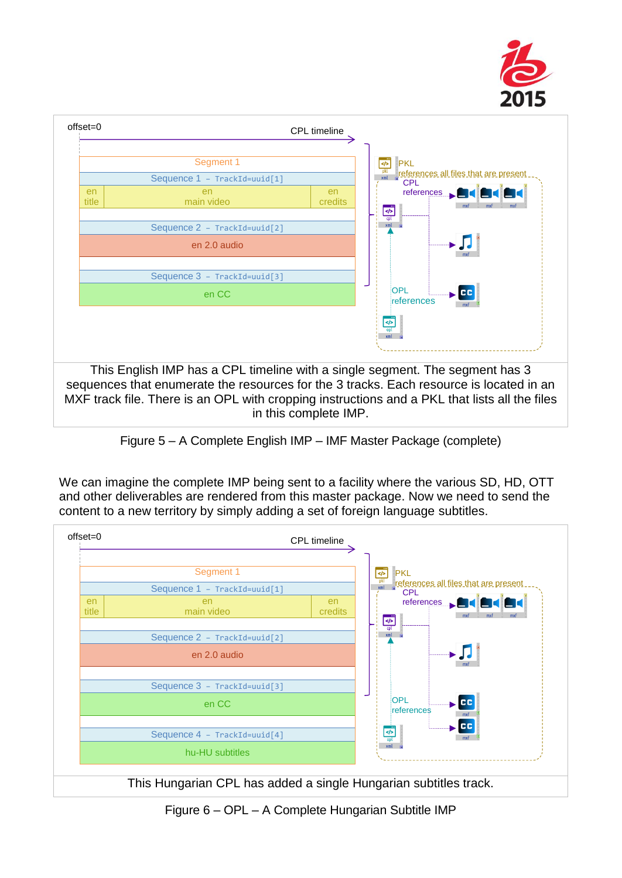offset=0

CPL timeline

Segment 1

Sequence 1 – TrackId=uuid[1]

| en title | en main video | en credits |
|---|---|---|

Sequence 2 – TrackId=uuid[2]

en 2.0 audio

Sequence 3 – TrackId=uuid[3]

en CC

PKL references all files that are present

CPL references

OPL references

This English IMP has a CPL timeline with a single segment. The segment has 3 sequences that enumerate the resources for the 3 tracks. Each resource is located in an MXF track file. There is an OPL with cropping instructions and a PKL that lists all the files in this complete IMP.

Figure 5 – A Complete English IMP – IMF Master Package (complete)

We can imagine the complete IMP being sent to a facility where the various SD, HD, OTT and other deliverables are rendered from this master package. Now we need to send the content to a new territory by simply adding a set of foreign language subtitles.

offset=0

CPL timeline

Segment 1

Sequence 1 – TrackId=uuid[1]

| en title | en main video | en credits |
|---|---|---|

Sequence 2 – TrackId=uuid[2]

en 2.0 audio

Sequence 3 – TrackId=uuid[3]

en CC

Sequence 4 – TrackId=uuid[4]

hu-HU subtitles

PKL references all files that are present

CPL references

OPL references

This Hungarian CPL has added a single Hungarian subtitles track.

Figure 6 – OPL – A Complete Hungarian Subtitle IMP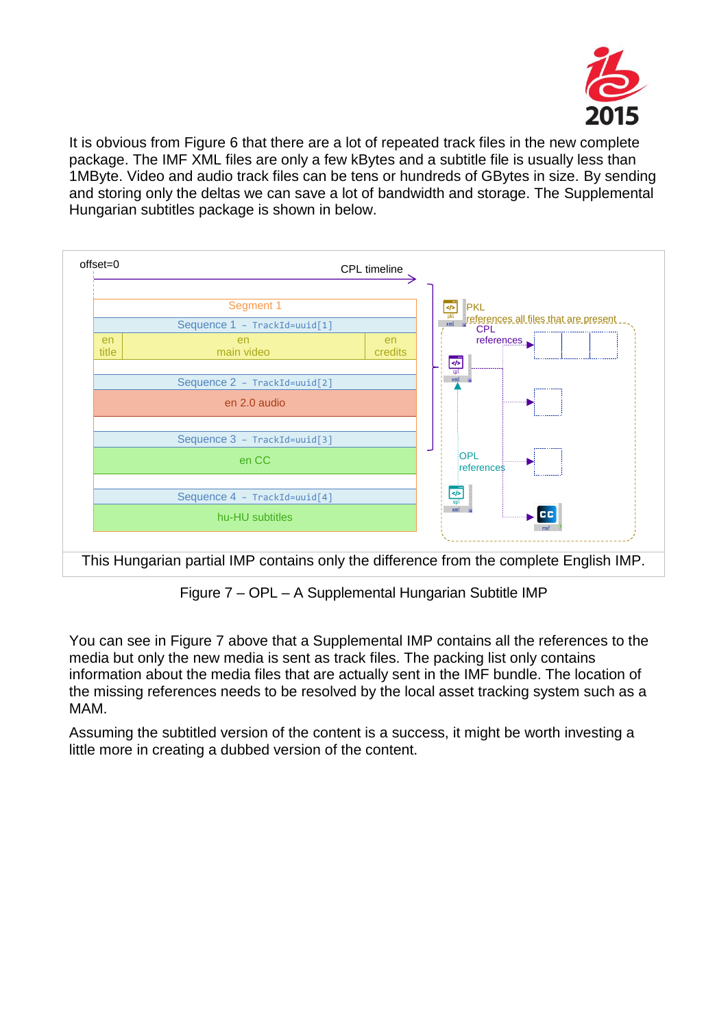It is obvious from Figure 6 that there are a lot of repeated track files in the new complete package. The IMF XML files are only a few kBytes and a subtitle file is usually less than 1MByte. Video and audio track files can be tens or hundreds of GBytes in size. By sending and storing only the deltas we can save a lot of bandwidth and storage. The Supplemental Hungarian subtitles package is shown in below.

This Hungarian partial IMP contains only the difference from the complete English IMP.

Figure 7 – OPL – A Supplemental Hungarian Subtitle IMP

You can see in Figure 7 above that a Supplemental IMP contains all the references to the media but only the new media is sent as track files. The packing list only contains information about the media files that are actually sent in the IMF bundle. The location of the missing references needs to be resolved by the local asset tracking system such as a MAM.

Assuming the subtitled version of the content is a success, it might be worth investing a little more in creating a dubbed version of the content.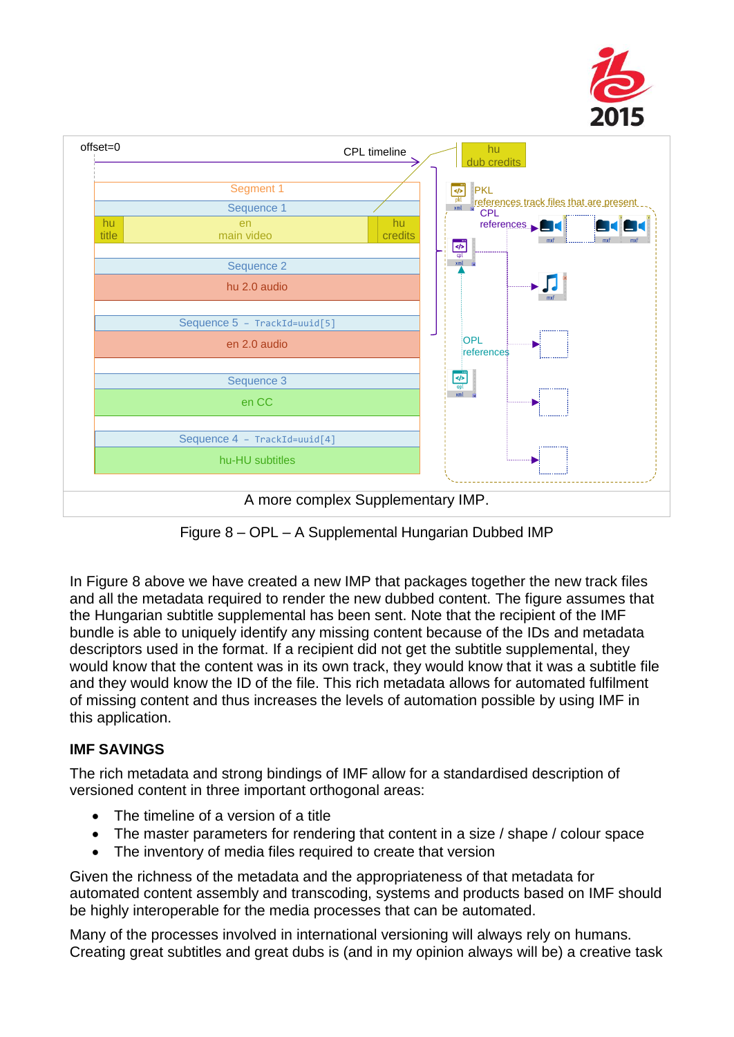offset=0

CPL timeline

hu dub credits

Segment 1

Sequence 1

hu title | en main video | hu credits

Sequence 2

hu 2.0 audio

Sequence 5 – TrackId=uuid[5]

en 2.0 audio

Sequence 3

en CC

Sequence 4 – TrackId=uuid[4]

hu-HU subtitles

PKL references track files that are present

CPL references

OPL references

A more complex Supplementary IMP.

Figure 8 – OPL – A Supplemental Hungarian Dubbed IMP

In Figure 8 above we have created a new IMP that packages together the new track files and all the metadata required to render the new dubbed content. The figure assumes that the Hungarian subtitle supplemental has been sent. Note that the recipient of the IMF bundle is able to uniquely identify any missing content because of the IDs and metadata descriptors used in the format. If a recipient did not get the subtitle supplemental, they would know that the content was in its own track, they would know that it was a subtitle file and they would know the ID of the file. This rich metadata allows for automated fulfilment of missing content and thus increases the levels of automation possible by using IMF in this application.

### IMF SAVINGS

The rich metadata and strong bindings of IMF allow for a standardised description of versioned content in three important orthogonal areas:

- The timeline of a version of a title
- The master parameters for rendering that content in a size / shape / colour space
- The inventory of media files required to create that version

Given the richness of the metadata and the appropriateness of that metadata for automated content assembly and transcoding, systems and products based on IMF should be highly interoperable for the media processes that can be automated.

Many of the processes involved in international versioning will always rely on humans. Creating great subtitles and great dubs is (and in my opinion always will be) a creative task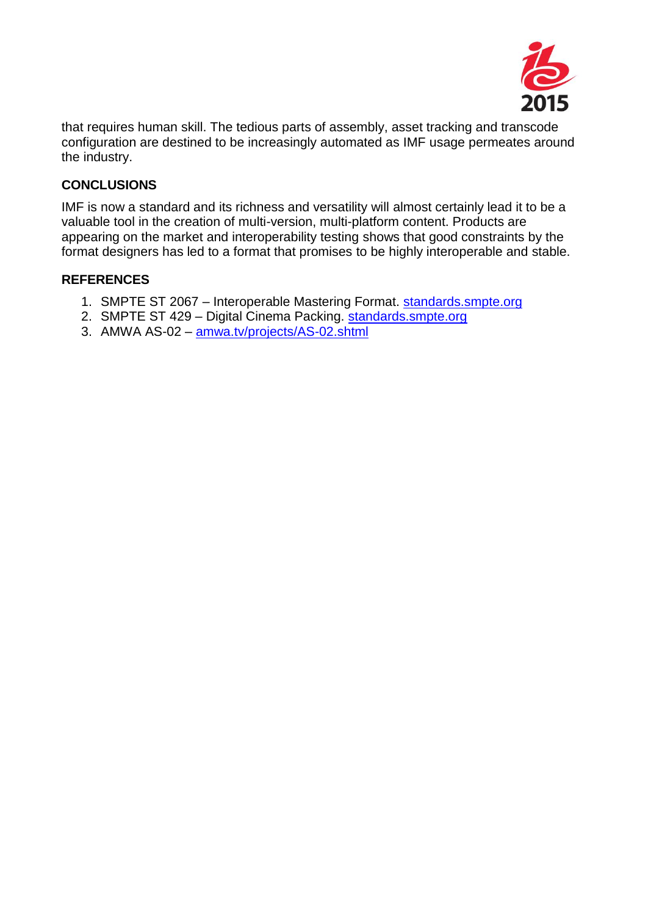that requires human skill. The tedious parts of assembly, asset tracking and transcode configuration are destined to be increasingly automated as IMF usage permeates around the industry.

## CONCLUSIONS

IMF is now a standard and its richness and versatility will almost certainly lead it to be a valuable tool in the creation of multi-version, multi-platform content. Products are appearing on the market and interoperability testing shows that good constraints by the format designers has led to a format that promises to be highly interoperable and stable.

## REFERENCES

1. SMPTE ST 2067 – Interoperable Mastering Format. standards.smpte.org
2. SMPTE ST 429 – Digital Cinema Packing. standards.smpte.org
3. AMWA AS-02 – amwa.tv/projects/AS-02.shtml